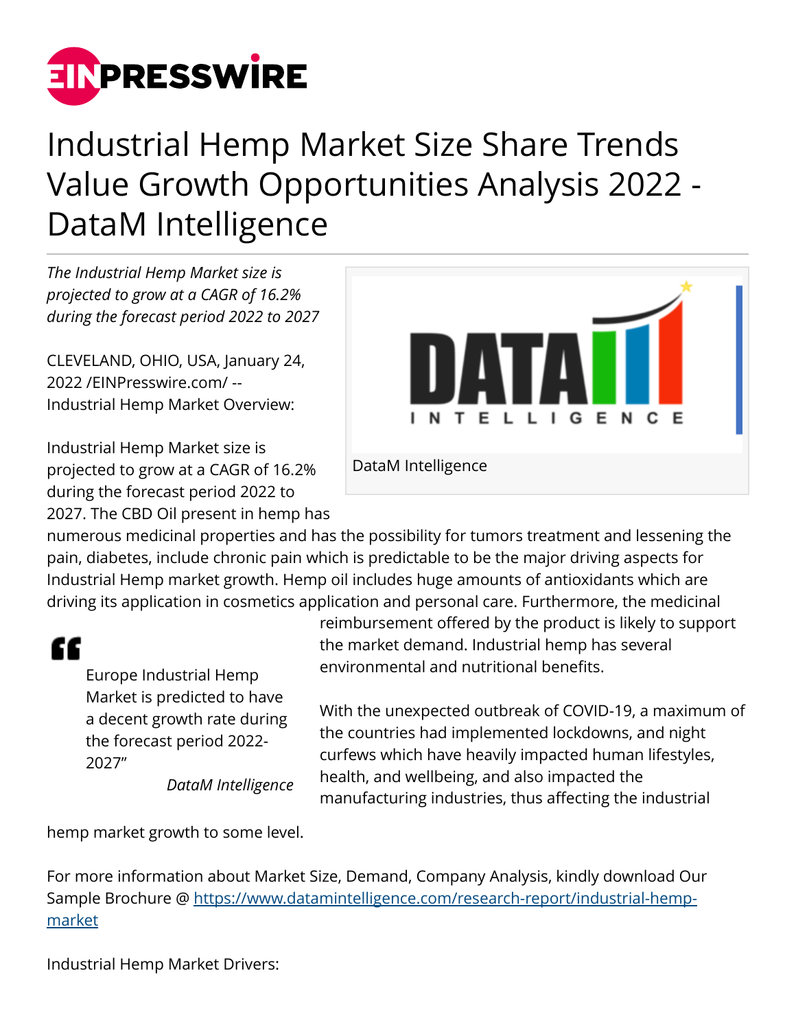# Industrial Hemp Market Size Share Trends Value Growth Opportunities Analysis 2022 - DataM Intelligence

*The Industrial Hemp Market size is projected to grow at a CAGR of 16.2% during the forecast period 2022 to 2027*

CLEVELAND, OHIO, USA, January 24, 2022 /EINPresswire.com/ -- Industrial Hemp Market Overview:

DataM Intelligence

Industrial Hemp Market size is projected to grow at a CAGR of 16.2% during the forecast period 2022 to 2027. The CBD Oil present in hemp has numerous medicinal properties and has the possibility for tumors treatment and lessening the pain, diabetes, include chronic pain which is predictable to be the major driving aspects for Industrial Hemp market growth. Hemp oil includes huge amounts of antioxidants which are driving its application in cosmetics application and personal care. Furthermore, the medicinal reimbursement offered by the product is likely to support the market demand. Industrial hemp has several environmental and nutritional benefits.

> Europe Industrial Hemp Market is predicted to have a decent growth rate during the forecast period 2022-2027"
>
> *DataM Intelligence*

With the unexpected outbreak of COVID-19, a maximum of the countries had implemented lockdowns, and night curfews which have heavily impacted human lifestyles, health, and wellbeing, and also impacted the manufacturing industries, thus affecting the industrial hemp market growth to some level.

For more information about Market Size, Demand, Company Analysis, kindly download Our Sample Brochure @ https://www.datamintelligence.com/research-report/industrial-hemp-market

Industrial Hemp Market Drivers: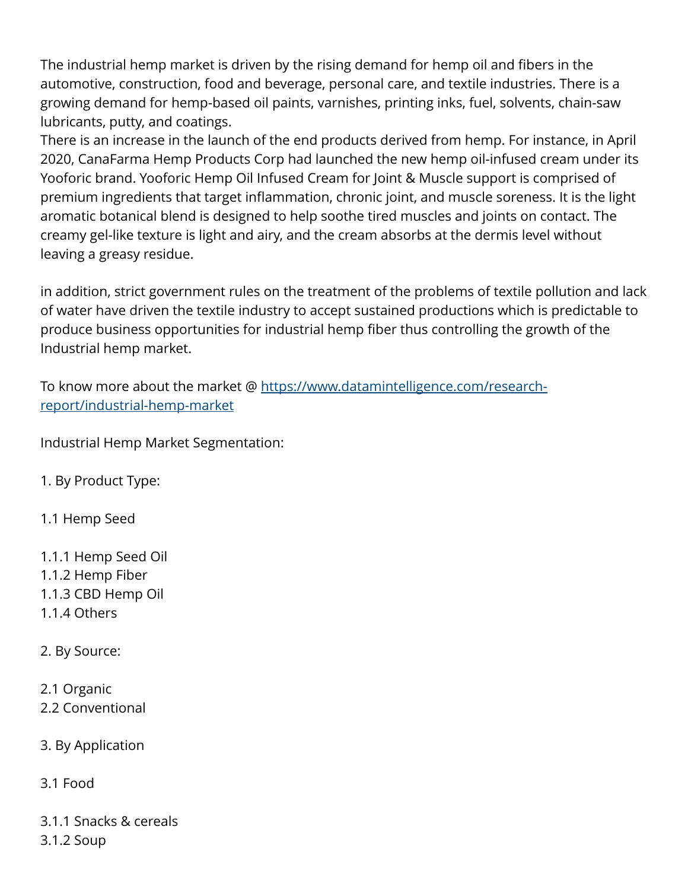The industrial hemp market is driven by the rising demand for hemp oil and fibers in the automotive, construction, food and beverage, personal care, and textile industries. There is a growing demand for hemp-based oil paints, varnishes, printing inks, fuel, solvents, chain-saw lubricants, putty, and coatings.
There is an increase in the launch of the end products derived from hemp. For instance, in April 2020, CanaFarma Hemp Products Corp had launched the new hemp oil-infused cream under its Yooforic brand. Yooforic Hemp Oil Infused Cream for Joint & Muscle support is comprised of premium ingredients that target inflammation, chronic joint, and muscle soreness. It is the light aromatic botanical blend is designed to help soothe tired muscles and joints on contact. The creamy gel-like texture is light and airy, and the cream absorbs at the dermis level without leaving a greasy residue.

in addition, strict government rules on the treatment of the problems of textile pollution and lack of water have driven the textile industry to accept sustained productions which is predictable to produce business opportunities for industrial hemp fiber thus controlling the growth of the Industrial hemp market.

To know more about the market @ [https://www.datamintelligence.com/research-report/industrial-hemp-market](https://www.datamintelligence.com/research-report/industrial-hemp-market)

Industrial Hemp Market Segmentation:

1. By Product Type:

1.1 Hemp Seed

1.1.1 Hemp Seed Oil
1.1.2 Hemp Fiber
1.1.3 CBD Hemp Oil
1.1.4 Others

2. By Source:

2.1 Organic
2.2 Conventional

3. By Application

3.1 Food

3.1.1 Snacks & cereals
3.1.2 Soup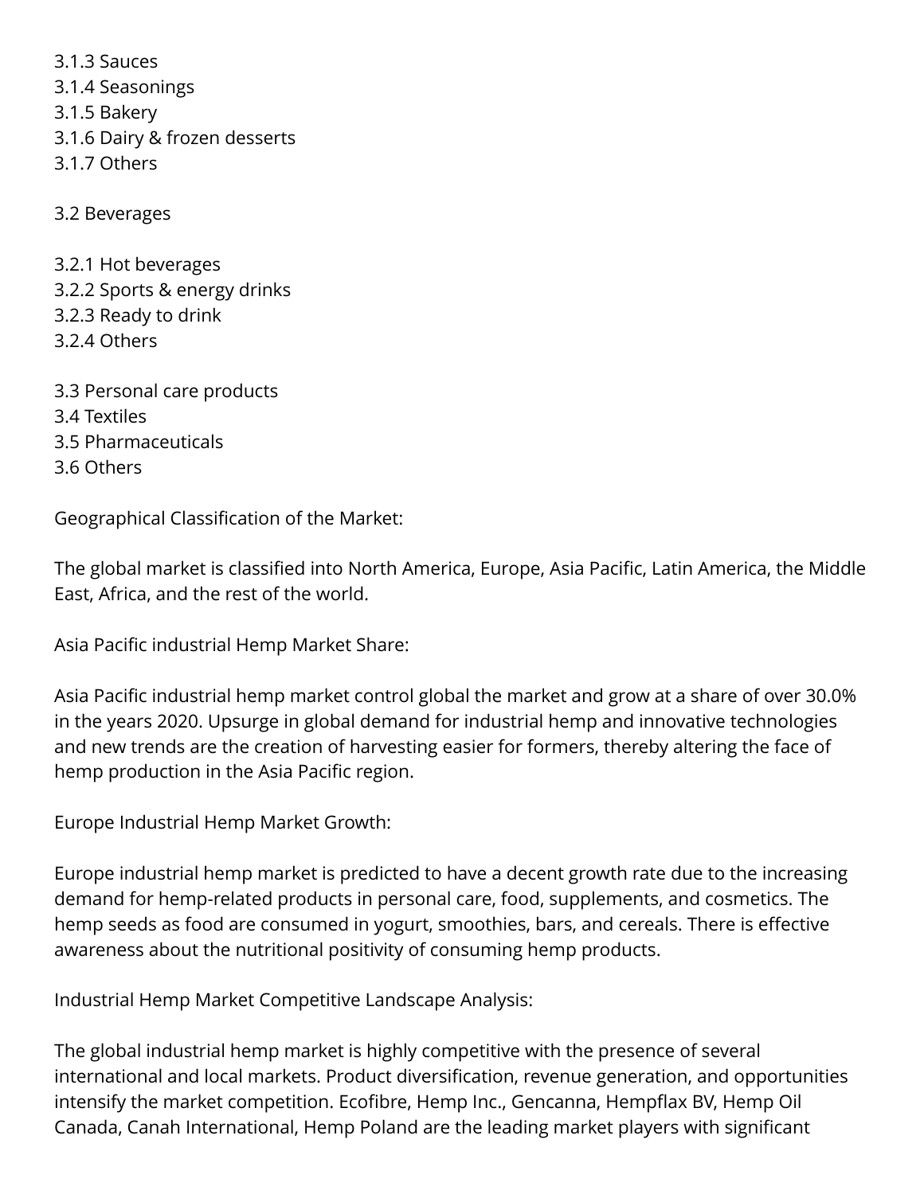3.1.3 Sauces
3.1.4 Seasonings
3.1.5 Bakery
3.1.6 Dairy & frozen desserts
3.1.7 Others

3.2 Beverages

3.2.1 Hot beverages
3.2.2 Sports & energy drinks
3.2.3 Ready to drink
3.2.4 Others

3.3 Personal care products
3.4 Textiles
3.5 Pharmaceuticals
3.6 Others

Geographical Classification of the Market:

The global market is classified into North America, Europe, Asia Pacific, Latin America, the Middle East, Africa, and the rest of the world.

Asia Pacific industrial Hemp Market Share:

Asia Pacific industrial hemp market control global the market and grow at a share of over 30.0% in the years 2020. Upsurge in global demand for industrial hemp and innovative technologies and new trends are the creation of harvesting easier for formers, thereby altering the face of hemp production in the Asia Pacific region.

Europe Industrial Hemp Market Growth:

Europe industrial hemp market is predicted to have a decent growth rate due to the increasing demand for hemp-related products in personal care, food, supplements, and cosmetics. The hemp seeds as food are consumed in yogurt, smoothies, bars, and cereals. There is effective awareness about the nutritional positivity of consuming hemp products.

Industrial Hemp Market Competitive Landscape Analysis:

The global industrial hemp market is highly competitive with the presence of several international and local markets. Product diversification, revenue generation, and opportunities intensify the market competition. Ecofibre, Hemp Inc., Gencanna, Hempflax BV, Hemp Oil Canada, Canah International, Hemp Poland are the leading market players with significant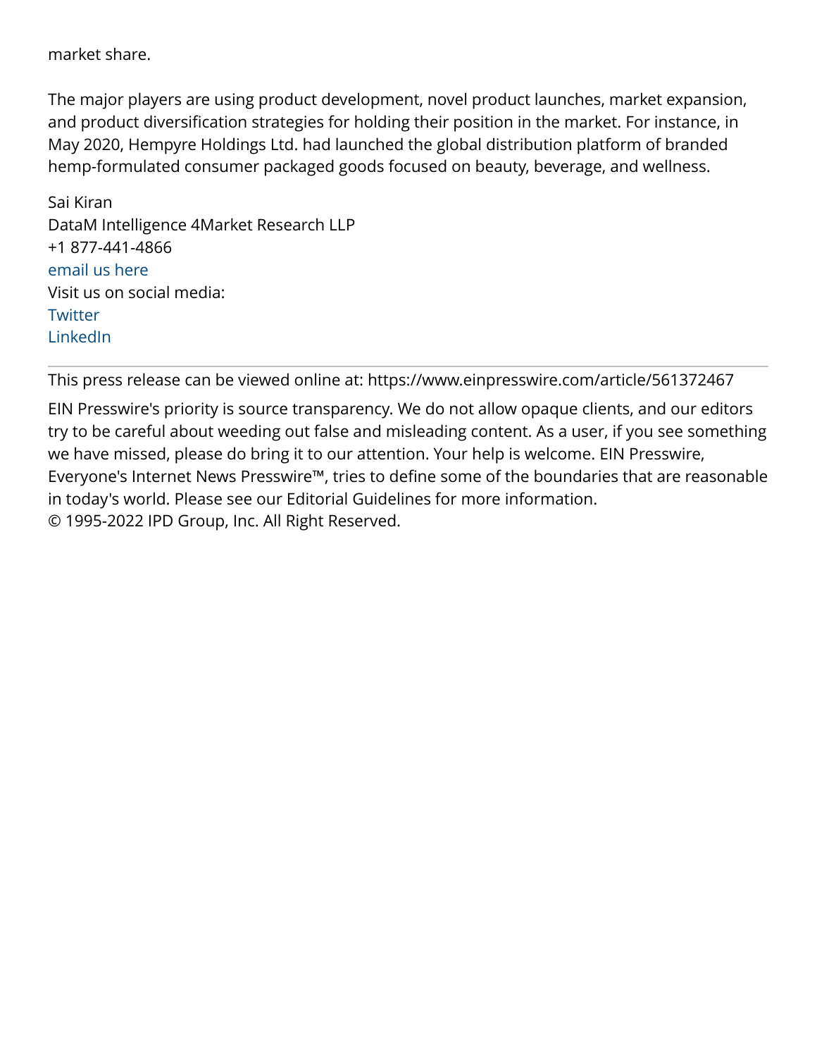market share.

The major players are using product development, novel product launches, market expansion, and product diversification strategies for holding their position in the market. For instance, in May 2020, Hempyre Holdings Ltd. had launched the global distribution platform of branded hemp-formulated consumer packaged goods focused on beauty, beverage, and wellness.

Sai Kiran  
DataM Intelligence 4Market Research LLP  
+1 877-441-4866  
email us here  
Visit us on social media:  
Twitter  
LinkedIn

---

This press release can be viewed online at: https://www.einpresswire.com/article/561372467

EIN Presswire's priority is source transparency. We do not allow opaque clients, and our editors try to be careful about weeding out false and misleading content. As a user, if you see something we have missed, please do bring it to our attention. Your help is welcome. EIN Presswire, Everyone's Internet News Presswire™, tries to define some of the boundaries that are reasonable in today's world. Please see our Editorial Guidelines for more information.  
© 1995-2022 IPD Group, Inc. All Right Reserved.